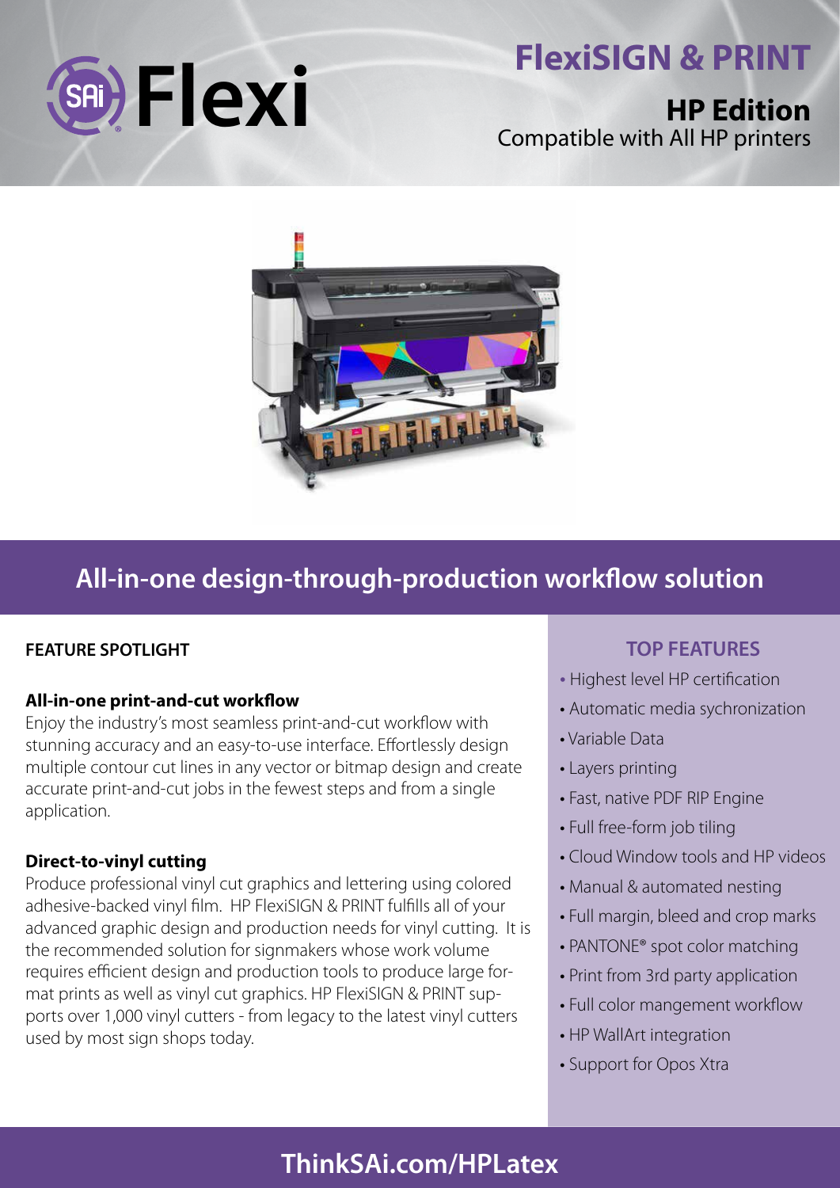# Flexi

## FlexiSIGN & PRINT

### HP Edition

Compatible with All HP printers

## All-in-one design-through-production workflow solution

### FEATURE SPOTLIGHT

**All-in-one print-and-cut workflow**

Enjoy the industry's most seamless print-and-cut workflow with stunning accuracy and an easy-to-use interface. Effortlessly design multiple contour cut lines in any vector or bitmap design and create accurate print-and-cut jobs in the fewest steps and from a single application.

**Direct-to-vinyl cutting**

Produce professional vinyl cut graphics and lettering using colored adhesive-backed vinyl film. HP FlexiSIGN & PRINT fulfills all of your advanced graphic design and production needs for vinyl cutting. It is the recommended solution for signmakers whose work volume requires efficient design and production tools to produce large format prints as well as vinyl cut graphics. HP FlexiSIGN & PRINT supports over 1,000 vinyl cutters - from legacy to the latest vinyl cutters used by most sign shops today.

### TOP FEATURES

- Highest level HP certification
- Automatic media sychronization
- Variable Data
- Layers printing
- Fast, native PDF RIP Engine
- Full free-form job tiling
- Cloud Window tools and HP videos
- Manual & automated nesting
- Full margin, bleed and crop marks
- PANTONE® spot color matching
- Print from 3rd party application
- Full color mangement workflow
- HP WallArt integration
- Support for Opos Xtra

**ThinkSAi.com/HPLatex**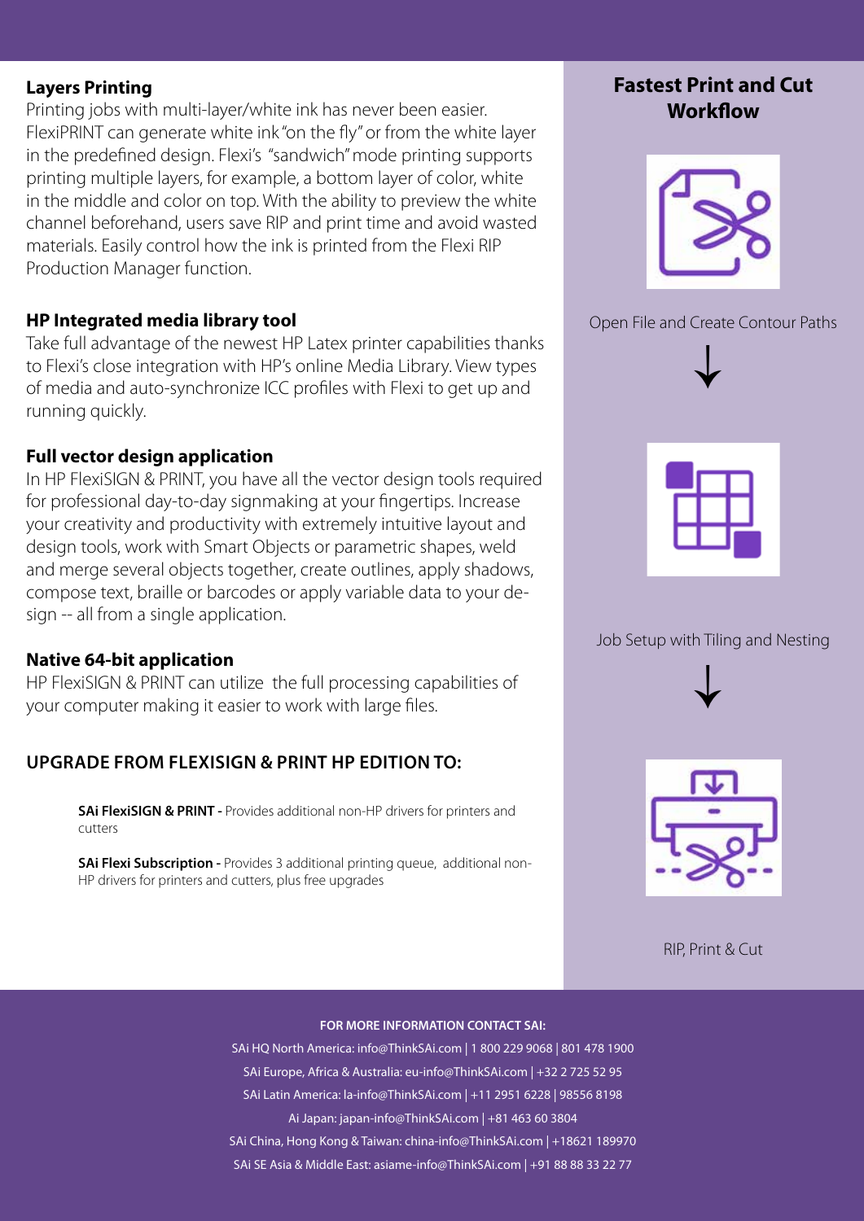### Layers Printing

Printing jobs with multi-layer/white ink has never been easier. FlexiPRINT can generate white ink "on the fly" or from the white layer in the predefined design. Flexi's "sandwich" mode printing supports printing multiple layers, for example, a bottom layer of color, white in the middle and color on top. With the ability to preview the white channel beforehand, users save RIP and print time and avoid wasted materials. Easily control how the ink is printed from the Flexi RIP Production Manager function.

### HP Integrated media library tool

Take full advantage of the newest HP Latex printer capabilities thanks to Flexi's close integration with HP's online Media Library. View types of media and auto-synchronize ICC profiles with Flexi to get up and running quickly.

### Full vector design application

In HP FlexiSIGN & PRINT, you have all the vector design tools required for professional day-to-day signmaking at your fingertips. Increase your creativity and productivity with extremely intuitive layout and design tools, work with Smart Objects or parametric shapes, weld and merge several objects together, create outlines, apply shadows, compose text, braille or barcodes or apply variable data to your design -- all from a single application.

### Native 64-bit application

HP FlexiSIGN & PRINT can utilize the full processing capabilities of your computer making it easier to work with large files.

### UPGRADE FROM FLEXISIGN & PRINT HP EDITION TO:

**SAi FlexiSIGN & PRINT -** Provides additional non-HP drivers for printers and cutters

**SAi Flexi Subscription -** Provides 3 additional printing queue, additional non-HP drivers for printers and cutters, plus free upgrades

### Fastest Print and Cut Workflow

Open File and Create Contour Paths

↓

Job Setup with Tiling and Nesting

↓

RIP, Print & Cut

**FOR MORE INFORMATION CONTACT SAI:**

SAi HQ North America: info@ThinkSAi.com | 1 800 229 9068 | 801 478 1900

SAi Europe, Africa & Australia: eu-info@ThinkSAi.com | +32 2 725 52 95

SAi Latin America: la-info@ThinkSAi.com | +11 2951 6228 | 98556 8198

Ai Japan: japan-info@ThinkSAi.com | +81 463 60 3804

SAi China, Hong Kong & Taiwan: china-info@ThinkSAi.com | +18621 189970

SAi SE Asia & Middle East: asiame-info@ThinkSAi.com | +91 88 88 33 22 77